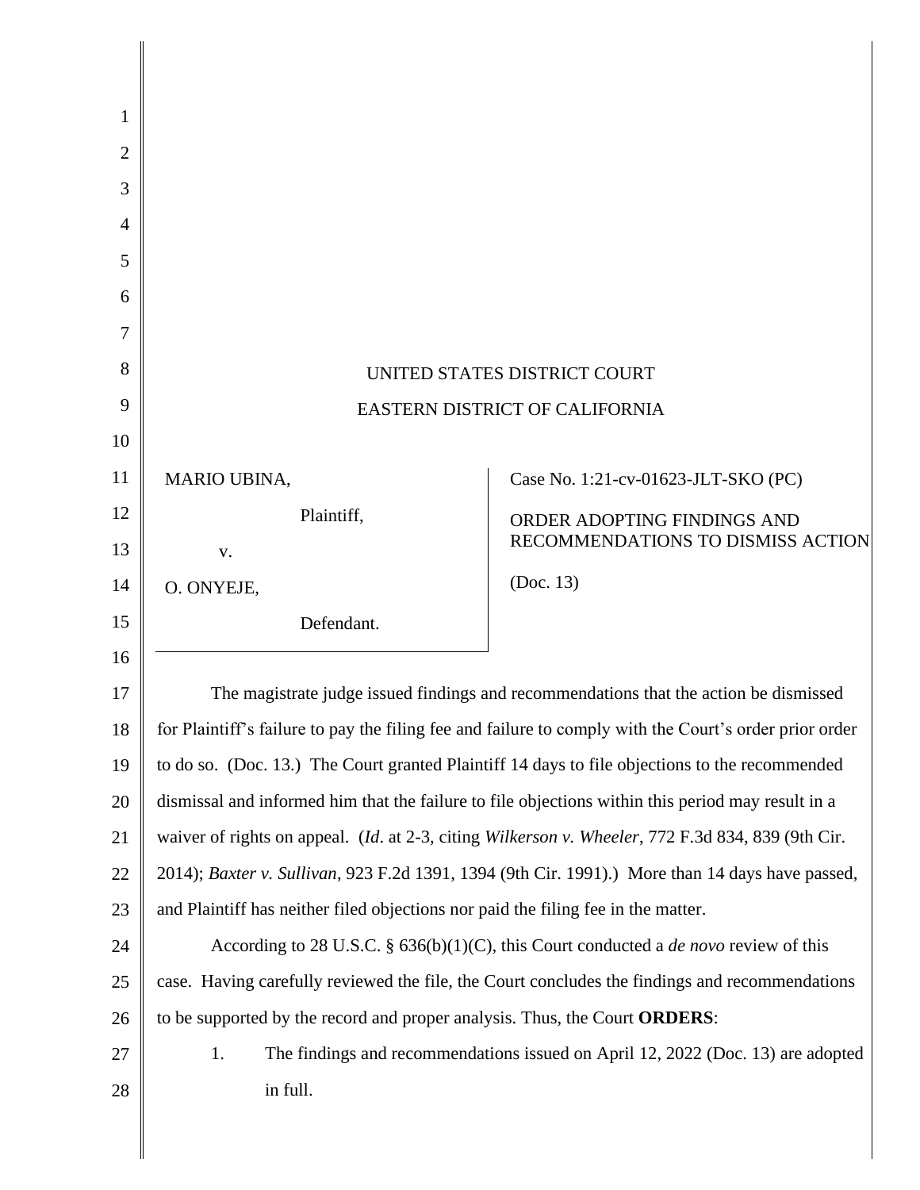UNITED STATES DISTRICT COURT

EASTERN DISTRICT OF CALIFORNIA

| | |
|---|---|
| MARIO UBINA,<br><br>Plaintiff,<br><br>v.<br><br>O. ONYEJE,<br><br>Defendant. | Case No. 1:21-cv-01623-JLT-SKO (PC)<br><br>ORDER ADOPTING FINDINGS AND RECOMMENDATIONS TO DISMISS ACTION<br><br>(Doc. 13) |

The magistrate judge issued findings and recommendations that the action be dismissed for Plaintiff's failure to pay the filing fee and failure to comply with the Court's order prior order to do so. (Doc. 13.) The Court granted Plaintiff 14 days to file objections to the recommended dismissal and informed him that the failure to file objections within this period may result in a waiver of rights on appeal. (*Id*. at 2-3, citing *Wilkerson v. Wheeler*, 772 F.3d 834, 839 (9th Cir. 2014); *Baxter v. Sullivan*, 923 F.2d 1391, 1394 (9th Cir. 1991).) More than 14 days have passed, and Plaintiff has neither filed objections nor paid the filing fee in the matter.

According to 28 U.S.C. § 636(b)(1)(C), this Court conducted a *de novo* review of this case. Having carefully reviewed the file, the Court concludes the findings and recommendations to be supported by the record and proper analysis. Thus, the Court **ORDERS**:

1. The findings and recommendations issued on April 12, 2022 (Doc. 13) are adopted in full.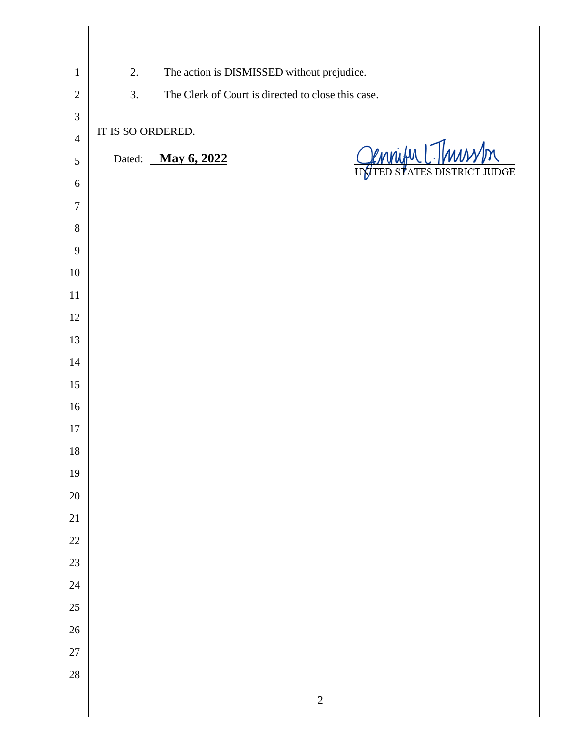2. The action is DISMISSED without prejudice.

3. The Clerk of Court is directed to close this case.

IT IS SO ORDERED.

Dated: **May 6, 2022**

Jennifer L. Thurston
UNITED STATES DISTRICT JUDGE